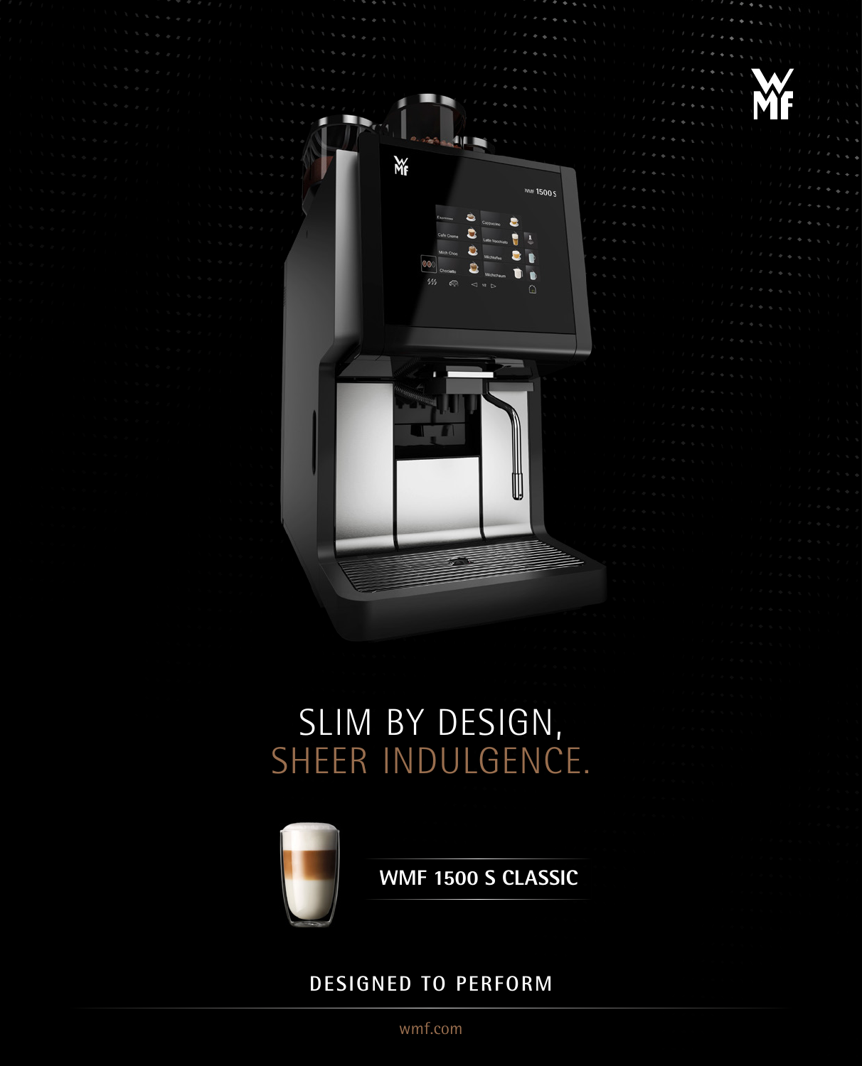# SLIM BY DESIGN,
# SHEER INDULGENCE.

**WMF 1500 S CLASSIC**

DESIGNED TO PERFORM

wmf.com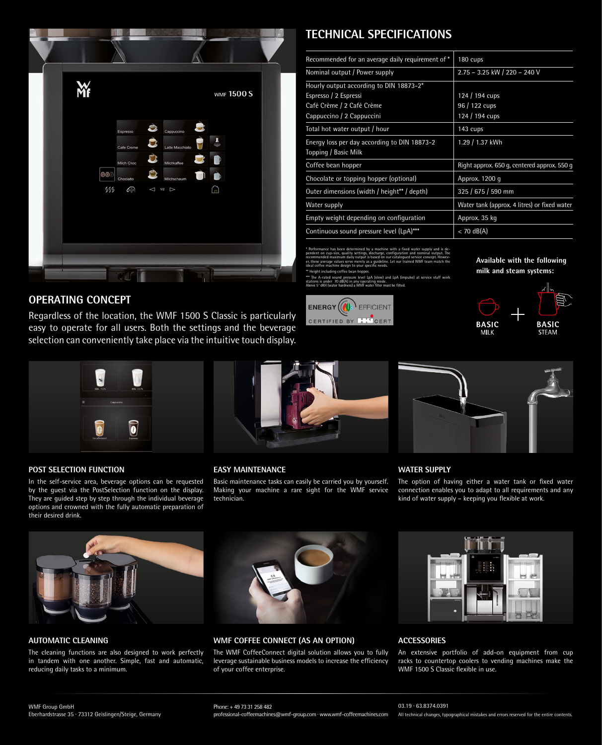## TECHNICAL SPECIFICATIONS

| | |
|---|---|
| Recommended for an average daily requirement of * | 180 cups |
| Nominal output / Power supply | 2.75 – 3.25 kW / 220 – 240 V |
| Hourly output according to DIN 18873-2*<br>Espresso / 2 Espressi<br>Café Crème / 2 Café Crème<br>Cappuccino / 2 Cappuccini | <br>124 / 194 cups<br>96 / 122 cups<br>124 / 194 cups |
| Total hot water output / hour | 143 cups |
| Energy loss per day according to DIN 18873-2<br>Topping / Basic Milk | 1.29 / 1.37 kWh |
| Coffee bean hopper | Right approx. 650 g, centered approx. 550 g |
| Chocolate or topping hopper (optional) | Approx. 1200 g |
| Outer dimensions (width / height** / depth) | 325 / 675 / 590 mm |
| Water supply | Water tank (approx. 4 litres) or fixed water |
| Empty weight depending on configuration | Approx. 35 kg |
| Continuous sound pressure level (LpA)*** | < 70 dB(A) |

* Performance has been determined by a machine with a fixed water supply and is dependent on cup-size, quality settings, discharge, configuration and nominal output. The recommended maximum daily output is based on our catalogued service concept. However, these average values serve merely as a guideline. Let our trained WMF team match the ideal coffee machine design to your specific needs.

** Height including coffee bean hopper.

*** The A-rated sound pressure level LpA (slow) and LpA (impulse) at service staff work stations is under 70 dB(A) in any operating mode.
Above 5° dKH (water hardness) a WMF water filter must be fitted.

ENERGY EFFICIENT CERTIFIED BY HKI CERT

**Available with the following milk and steam systems:**

BASIC MILK + BASIC STEAM

## OPERATING CONCEPT

Regardless of the location, the WMF 1500 S Classic is particularly easy to operate for all users. Both the settings and the beverage selection can conveniently take place via the intuitive touch display.

### POST SELECTION FUNCTION

In the self-service area, beverage options can be requested by the guest via the PostSelection function on the display. They are guided step by step through the individual beverage options and crowned with the fully automatic preparation of their desired drink.

### EASY MAINTENANCE

Basic maintenance tasks can easily be carried you by yourself. Making your machine a rare sight for the WMF service technician.

### WATER SUPPLY

The option of having either a water tank or fixed water connection enables you to adapt to all requirements and any kind of water supply – keeping you flexible at work.

### AUTOMATIC CLEANING

The cleaning functions are also designed to work perfectly in tandem with one another. Simple, fast and automatic, reducing daily tasks to a minimum.

### WMF COFFEE CONNECT (AS AN OPTION)

The WMF CoffeeConnect digital solution allows you to fully leverage sustainable business models to increase the efficiency of your coffee enterprise.

### ACCESSORIES

An extensive portfolio of add-on equipment from cup racks to countertop coolers to vending machines make the WMF 1500 S Classic flexible in use.

WMF Group GmbH
Eberhardstrasse 35 · 73312 Geislingen/Steige, Germany

Phone: + 49 73 31 258 482
professional-coffeemachines@wmf-group.com · www.wmf-coffeemachines.com

03.19 · 63.8374.0391
All technical changes, typographical mistakes and errors reserved for the entire contents.